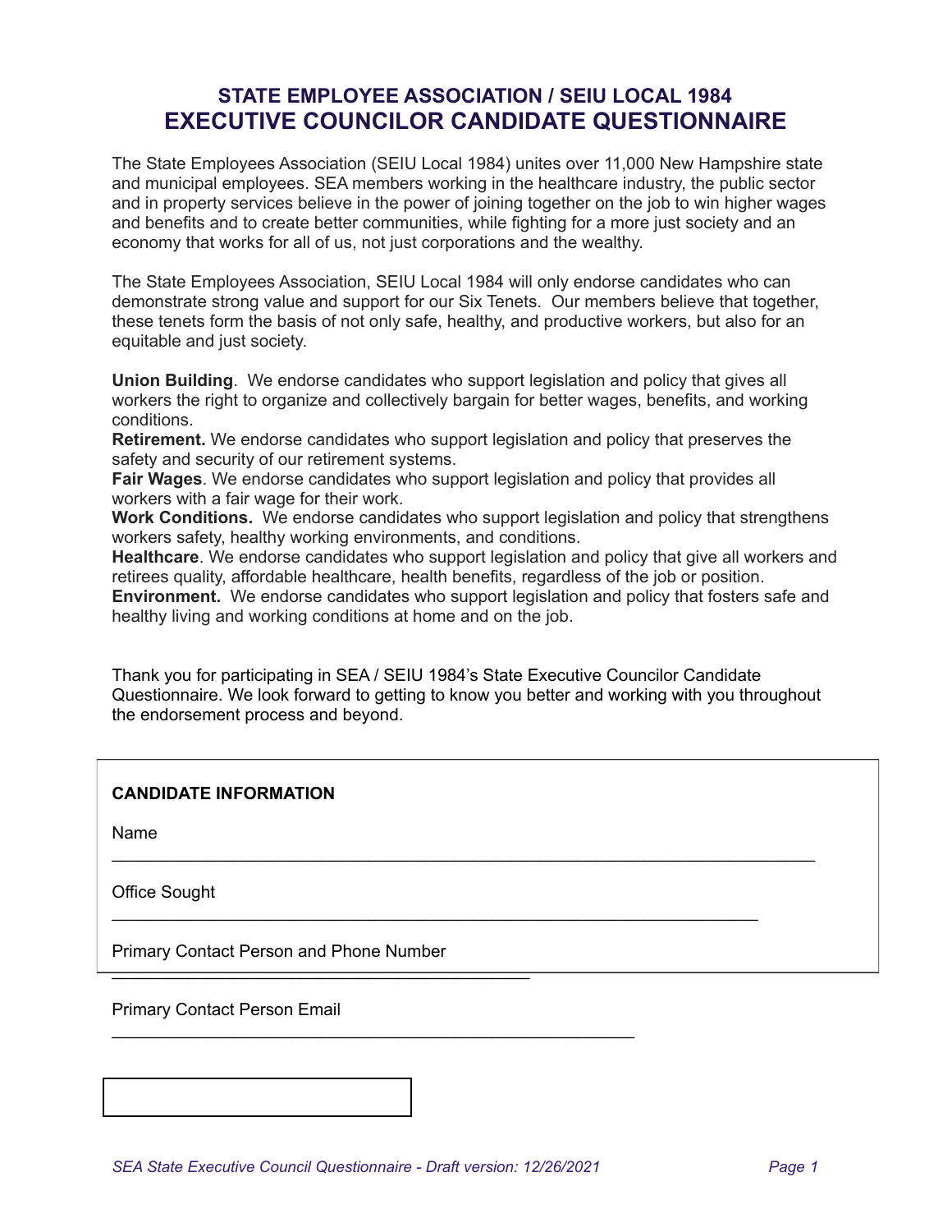# STATE EMPLOYEE ASSOCIATION / SEIU LOCAL 1984
# EXECUTIVE COUNCILOR CANDIDATE QUESTIONNAIRE

The State Employees Association (SEIU Local 1984) unites over 11,000 New Hampshire state and municipal employees. SEA members working in the healthcare industry, the public sector and in property services believe in the power of joining together on the job to win higher wages and benefits and to create better communities, while fighting for a more just society and an economy that works for all of us, not just corporations and the wealthy.

The State Employees Association, SEIU Local 1984 will only endorse candidates who can demonstrate strong value and support for our Six Tenets. Our members believe that together, these tenets form the basis of not only safe, healthy, and productive workers, but also for an equitable and just society.

**Union Building**. We endorse candidates who support legislation and policy that gives all workers the right to organize and collectively bargain for better wages, benefits, and working conditions.
**Retirement.** We endorse candidates who support legislation and policy that preserves the safety and security of our retirement systems.
**Fair Wages**. We endorse candidates who support legislation and policy that provides all workers with a fair wage for their work.
**Work Conditions.** We endorse candidates who support legislation and policy that strengthens workers safety, healthy working environments, and conditions.
**Healthcare**. We endorse candidates who support legislation and policy that give all workers and retirees quality, affordable healthcare, health benefits, regardless of the job or position.
**Environment.** We endorse candidates who support legislation and policy that fosters safe and healthy living and working conditions at home and on the job.

Thank you for participating in SEA / SEIU 1984's State Executive Councilor Candidate Questionnaire. We look forward to getting to know you better and working with you throughout the endorsement process and beyond.

**CANDIDATE INFORMATION**

Name

______________________________________________________________________

Office Sought

________________________________________________________________

Primary Contact Person and Phone Number

__________________________________________

Primary Contact Person Email

____________________________________________________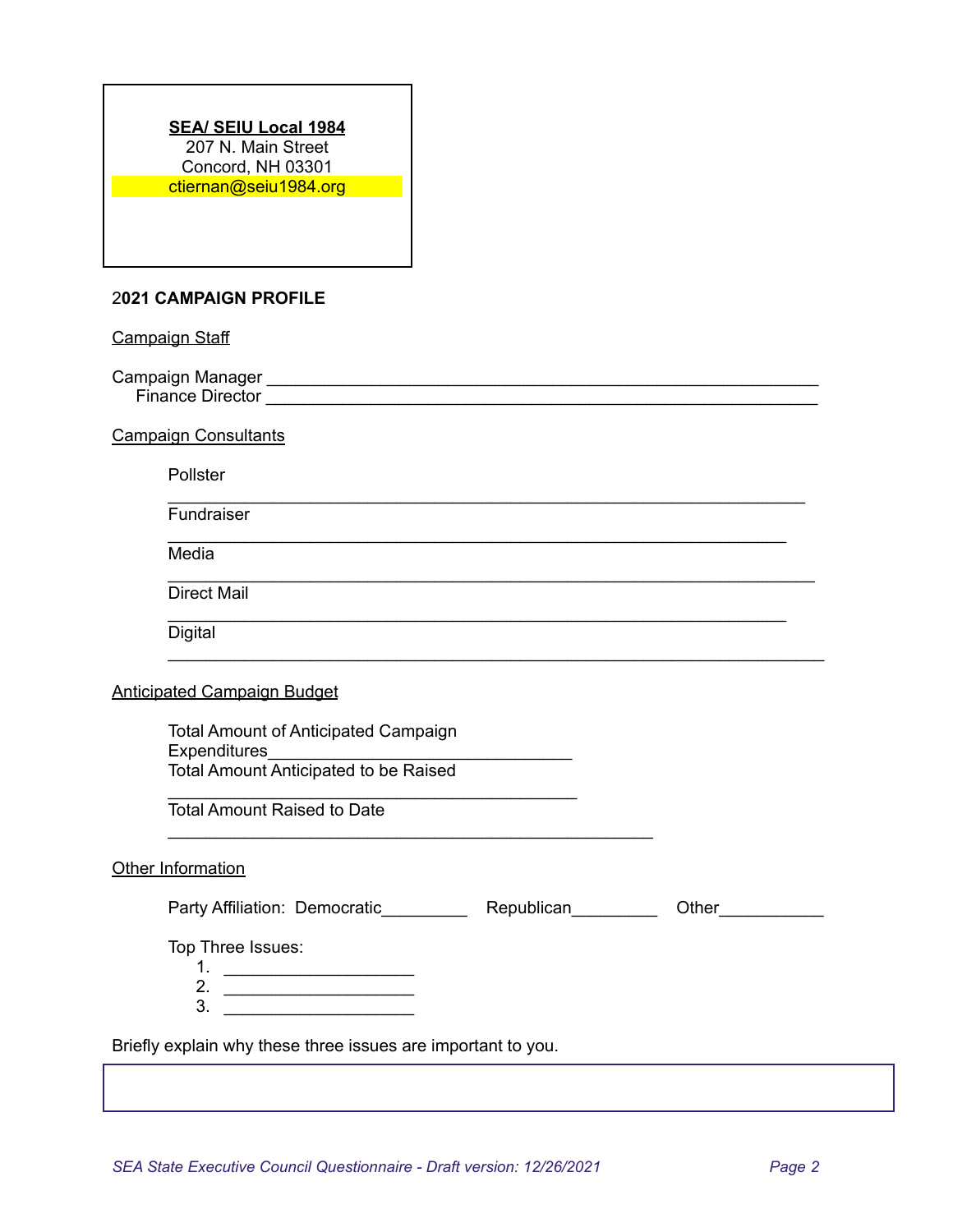**SEA/ SEIU Local 1984**
207 N. Main Street
Concord, NH 03301
ctiernan@seiu1984.org

**2021 CAMPAIGN PROFILE**

Campaign Staff

Campaign Manager ___________________________________________________________
Finance Director ___________________________________________________________

Campaign Consultants

Pollster
_______________________________________________________________________
Fundraiser
_____________________________________________________________________
Media
________________________________________________________________________
Direct Mail
_____________________________________________________________________
Digital
________________________________________________________________________

Anticipated Campaign Budget

Total Amount of Anticipated Campaign Expenditures_________________________________
Total Amount Anticipated to be Raised
_____________________________________________
Total Amount Raised to Date
_____________________________________________________

Other Information

Party Affiliation: Democratic_________ Republican_________ Other___________

Top Three Issues:

1. ____________________
2. ____________________
3. ____________________

Briefly explain why these three issues are important to you.

| |
|---|
| |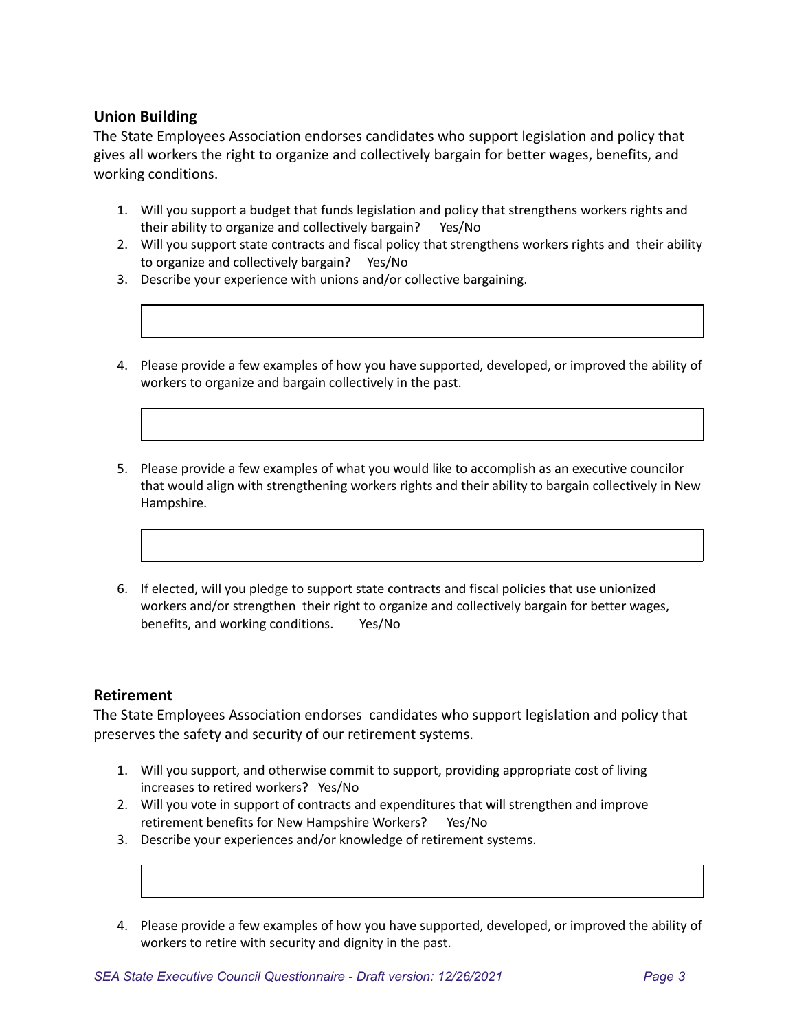### Union Building

The State Employees Association endorses candidates who support legislation and policy that gives all workers the right to organize and collectively bargain for better wages, benefits, and working conditions.

1. Will you support a budget that funds legislation and policy that strengthens workers rights and their ability to organize and collectively bargain? Yes/No
2. Will you support state contracts and fiscal policy that strengthens workers rights and their ability to organize and collectively bargain? Yes/No
3. Describe your experience with unions and/or collective bargaining.

4. Please provide a few examples of how you have supported, developed, or improved the ability of workers to organize and bargain collectively in the past.

5. Please provide a few examples of what you would like to accomplish as an executive councilor that would align with strengthening workers rights and their ability to bargain collectively in New Hampshire.

6. If elected, will you pledge to support state contracts and fiscal policies that use unionized workers and/or strengthen their right to organize and collectively bargain for better wages, benefits, and working conditions. Yes/No

### Retirement

The State Employees Association endorses candidates who support legislation and policy that preserves the safety and security of our retirement systems.

1. Will you support, and otherwise commit to support, providing appropriate cost of living increases to retired workers? Yes/No
2. Will you vote in support of contracts and expenditures that will strengthen and improve retirement benefits for New Hampshire Workers? Yes/No
3. Describe your experiences and/or knowledge of retirement systems.

4. Please provide a few examples of how you have supported, developed, or improved the ability of workers to retire with security and dignity in the past.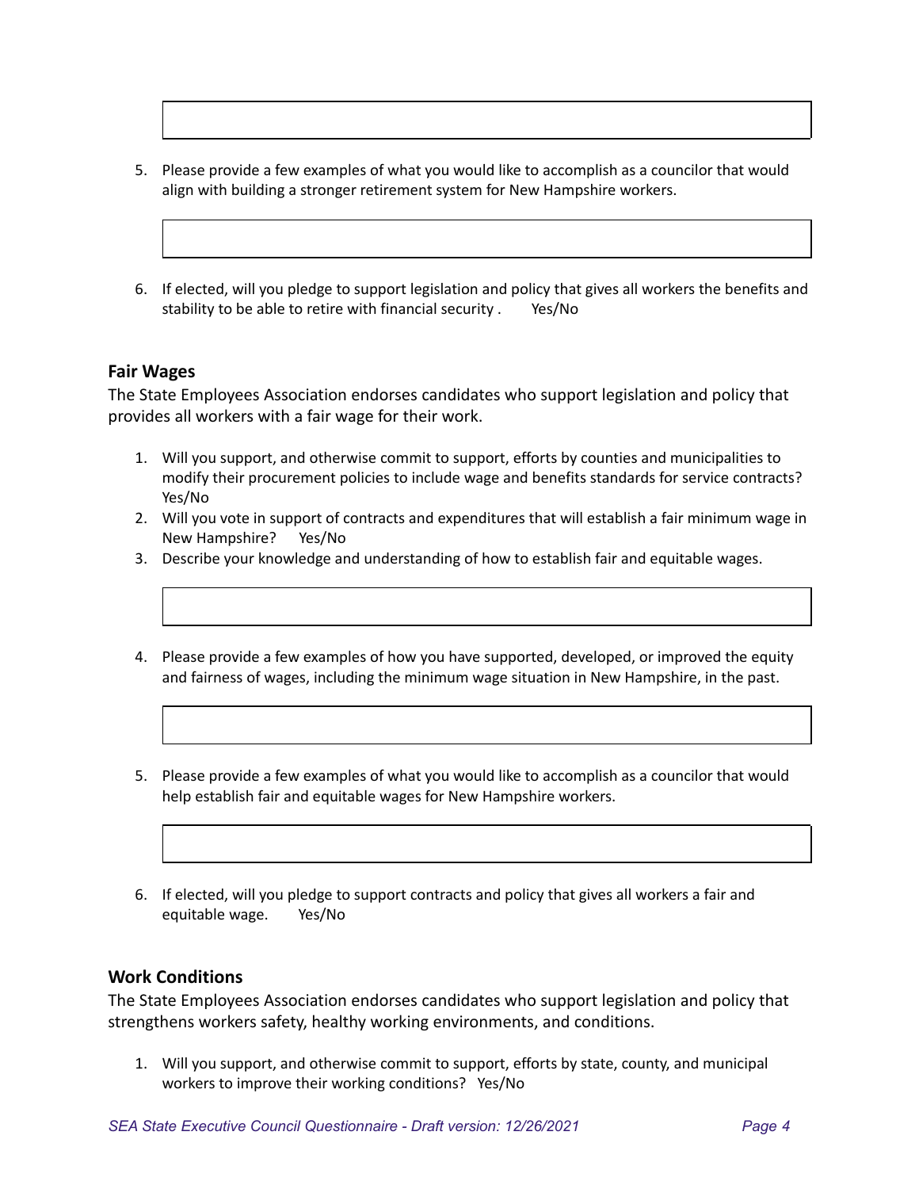5. Please provide a few examples of what you would like to accomplish as a councilor that would align with building a stronger retirement system for New Hampshire workers.

6. If elected, will you pledge to support legislation and policy that gives all workers the benefits and stability to be able to retire with financial security . Yes/No

### Fair Wages

The State Employees Association endorses candidates who support legislation and policy that provides all workers with a fair wage for their work.

1. Will you support, and otherwise commit to support, efforts by counties and municipalities to modify their procurement policies to include wage and benefits standards for service contracts? Yes/No
2. Will you vote in support of contracts and expenditures that will establish a fair minimum wage in New Hampshire? Yes/No
3. Describe your knowledge and understanding of how to establish fair and equitable wages.

4. Please provide a few examples of how you have supported, developed, or improved the equity and fairness of wages, including the minimum wage situation in New Hampshire, in the past.

5. Please provide a few examples of what you would like to accomplish as a councilor that would help establish fair and equitable wages for New Hampshire workers.

6. If elected, will you pledge to support contracts and policy that gives all workers a fair and equitable wage. Yes/No

### Work Conditions

The State Employees Association endorses candidates who support legislation and policy that strengthens workers safety, healthy working environments, and conditions.

1. Will you support, and otherwise commit to support, efforts by state, county, and municipal workers to improve their working conditions? Yes/No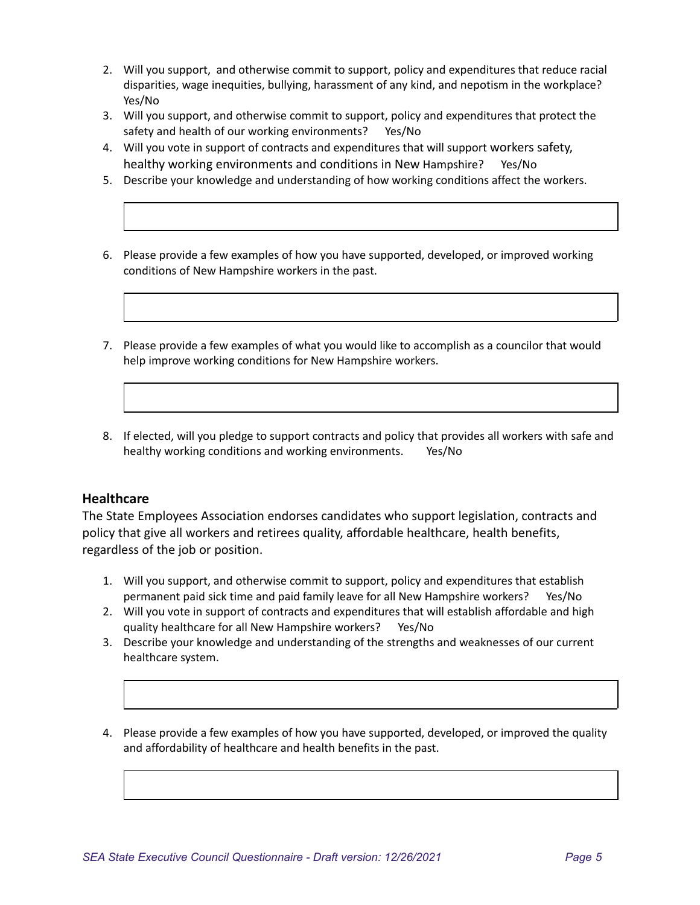2. Will you support,  and otherwise commit to support, policy and expenditures that reduce racial disparities, wage inequities, bullying, harassment of any kind, and nepotism in the workplace? Yes/No
3. Will you support, and otherwise commit to support, policy and expenditures that protect the safety and health of our working environments?      Yes/No
4. Will you vote in support of contracts and expenditures that will support workers safety, healthy working environments and conditions in New Hampshire?      Yes/No
5. Describe your knowledge and understanding of how working conditions affect the workers.

| |
|---|
| |

6. Please provide a few examples of how you have supported, developed, or improved working conditions of New Hampshire workers in the past.

| |
|---|
| |

7. Please provide a few examples of what you would like to accomplish as a councilor that would help improve working conditions for New Hampshire workers.

| |
|---|
| |

8. If elected, will you pledge to support contracts and policy that provides all workers with safe and healthy working conditions and working environments.       Yes/No

### Healthcare

The State Employees Association endorses candidates who support legislation, contracts and policy that give all workers and retirees quality, affordable healthcare, health benefits, regardless of the job or position.

1. Will you support, and otherwise commit to support, policy and expenditures that establish permanent paid sick time and paid family leave for all New Hampshire workers?      Yes/No
2. Will you vote in support of contracts and expenditures that will establish affordable and high quality healthcare for all New Hampshire workers?      Yes/No
3. Describe your knowledge and understanding of the strengths and weaknesses of our current healthcare system.

| |
|---|
| |

4. Please provide a few examples of how you have supported, developed, or improved the quality and affordability of healthcare and health benefits in the past.

| |
|---|
| |

*SEA State Executive Council Questionnaire - Draft version: 12/26/2021*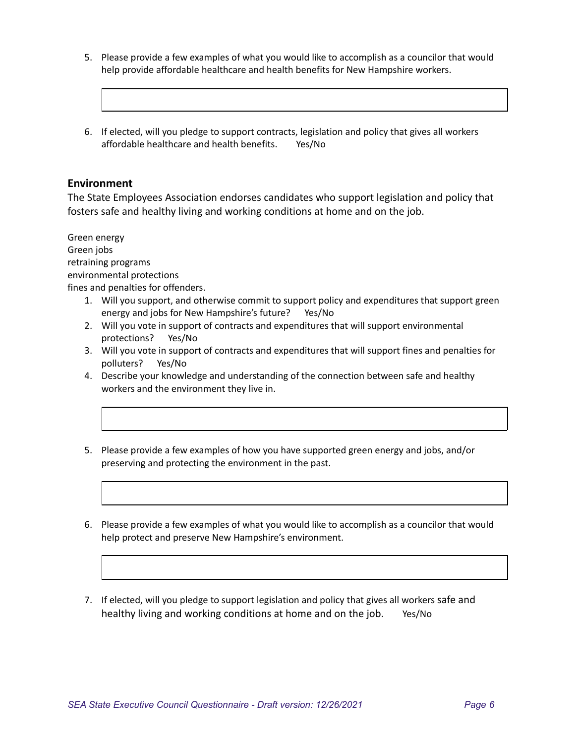5. Please provide a few examples of what you would like to accomplish as a councilor that would help provide affordable healthcare and health benefits for New Hampshire workers.

6. If elected, will you pledge to support contracts, legislation and policy that gives all workers affordable healthcare and health benefits. Yes/No

## Environment

The State Employees Association endorses candidates who support legislation and policy that fosters safe and healthy living and working conditions at home and on the job.

Green energy
Green jobs
retraining programs
environmental protections
fines and penalties for offenders.

1. Will you support, and otherwise commit to support policy and expenditures that support green energy and jobs for New Hampshire's future? Yes/No
2. Will you vote in support of contracts and expenditures that will support environmental protections? Yes/No
3. Will you vote in support of contracts and expenditures that will support fines and penalties for polluters? Yes/No
4. Describe your knowledge and understanding of the connection between safe and healthy workers and the environment they live in.

5. Please provide a few examples of how you have supported green energy and jobs, and/or preserving and protecting the environment in the past.

6. Please provide a few examples of what you would like to accomplish as a councilor that would help protect and preserve New Hampshire's environment.

7. If elected, will you pledge to support legislation and policy that gives all workers safe and healthy living and working conditions at home and on the job. Yes/No